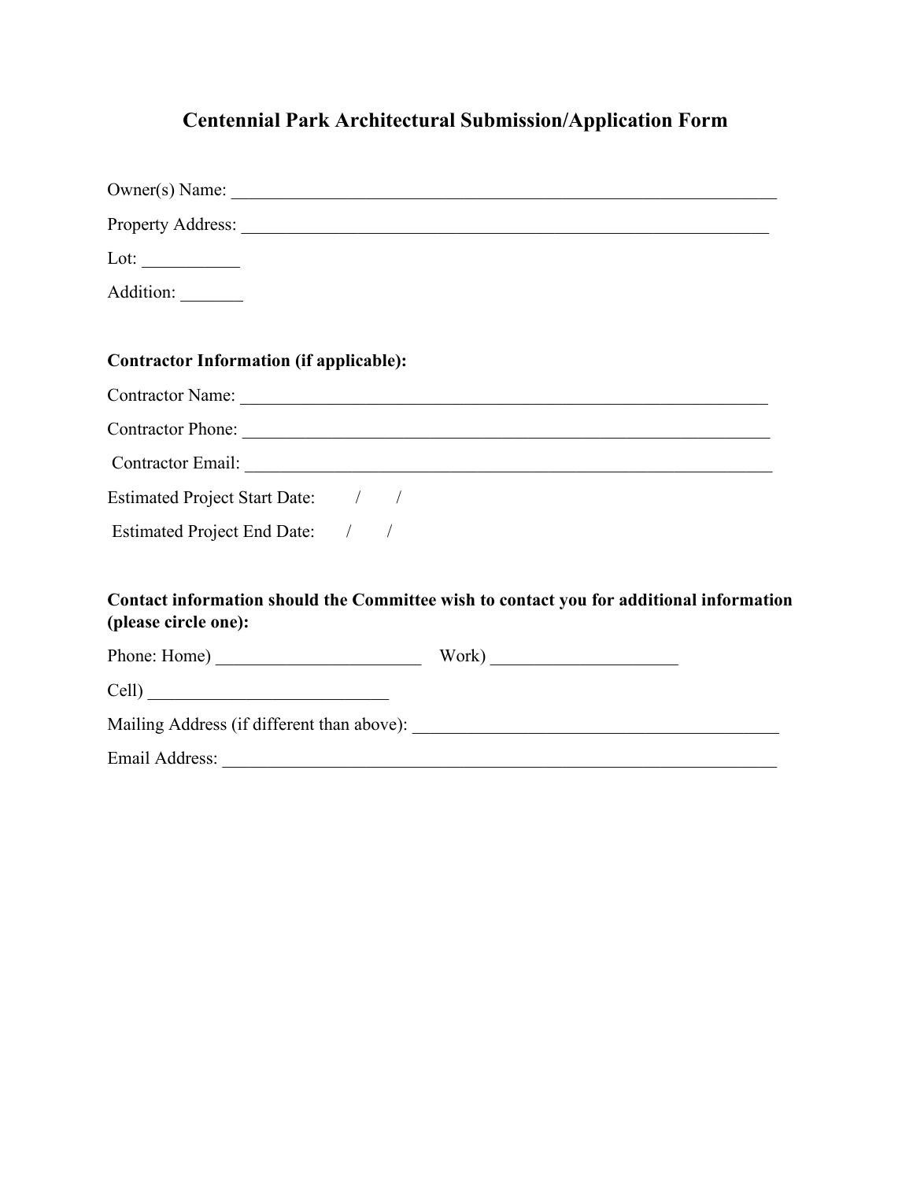# Centennial Park Architectural Submission/Application Form

Owner(s) Name: ________________________________________________________________

Property Address: ______________________________________________________________

Lot: ___________

Addition: _______

**Contractor Information (if applicable):**

Contractor Name: ______________________________________________________________

Contractor Phone: ______________________________________________________________

Contractor Email: ______________________________________________________________

Estimated Project Start Date: / /

Estimated Project End Date: / /

**Contact information should the Committee wish to contact you for additional information (please circle one):**

Phone: Home) ________________________ Work) _____________________

Cell) ____________________________

Mailing Address (if different than above): ___________________________________________

Email Address: _________________________________________________________________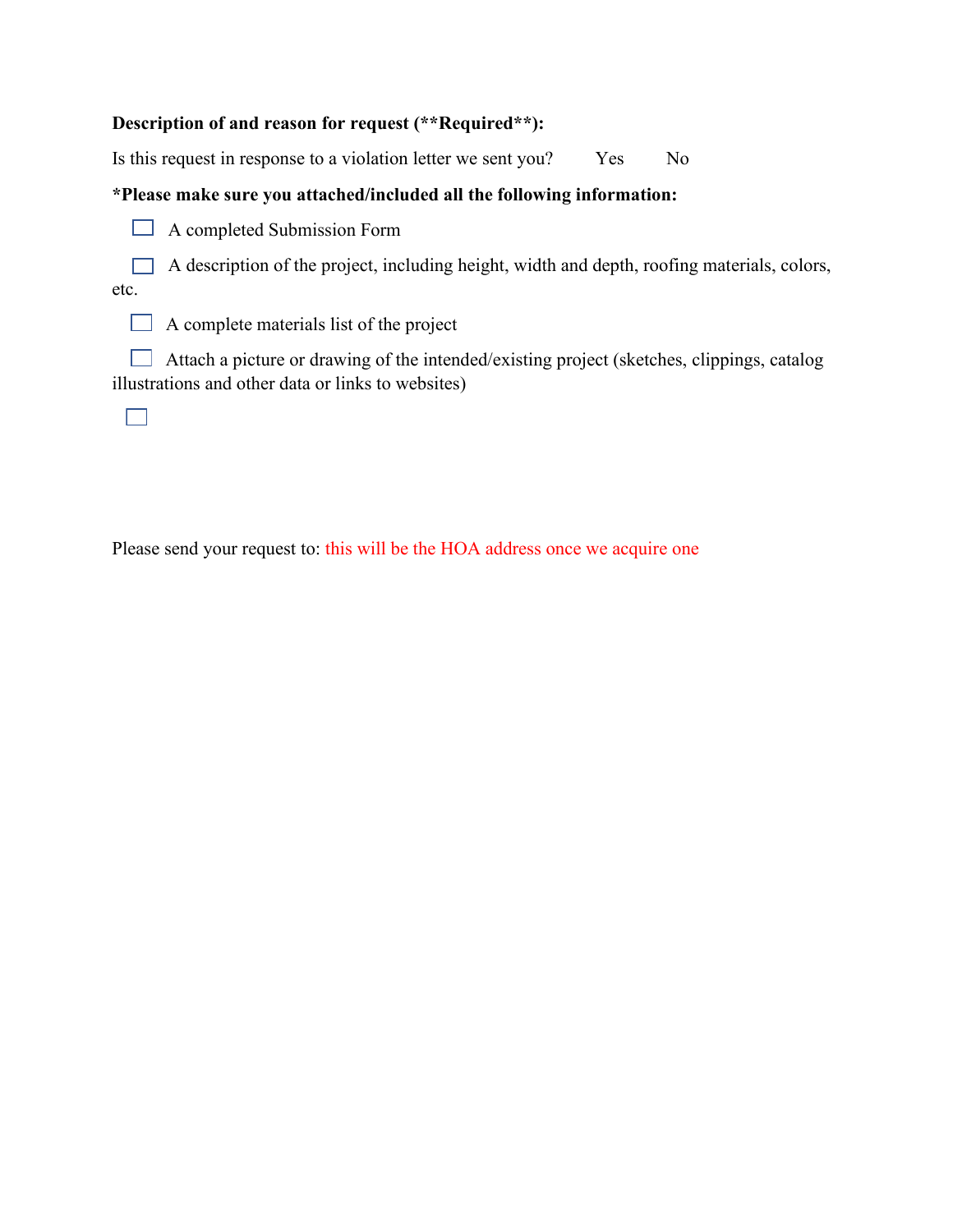**Description of and reason for request (**Required**):**

Is this request in response to a violation letter we sent you?    Yes    No

***Please make sure you attached/included all the following information:**

- ☐ A completed Submission Form
- ☐ A description of the project, including height, width and depth, roofing materials, colors, etc.
- ☐ A complete materials list of the project
- ☐ Attach a picture or drawing of the intended/existing project (sketches, clippings, catalog illustrations and other data or links to websites)
- ☐

Please send your request to: this will be the HOA address once we acquire one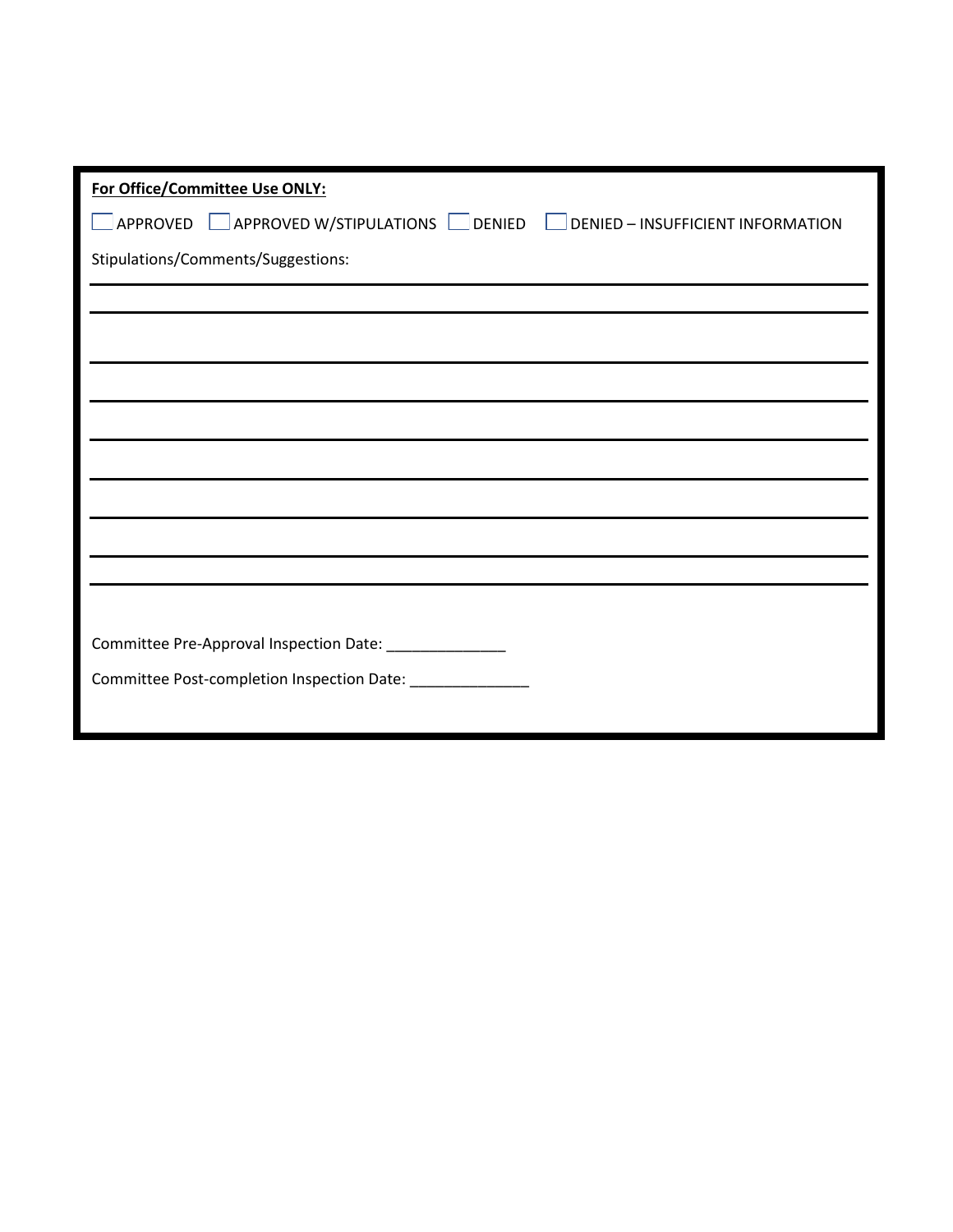**For Office/Committee Use ONLY:**

☐ APPROVED ☐ APPROVED W/STIPULATIONS ☐ DENIED ☐ DENIED – INSUFFICIENT INFORMATION

Stipulations/Comments/Suggestions:

___

___

___

___

___

___

___

___

Committee Pre-Approval Inspection Date: ______________

Committee Post-completion Inspection Date: ______________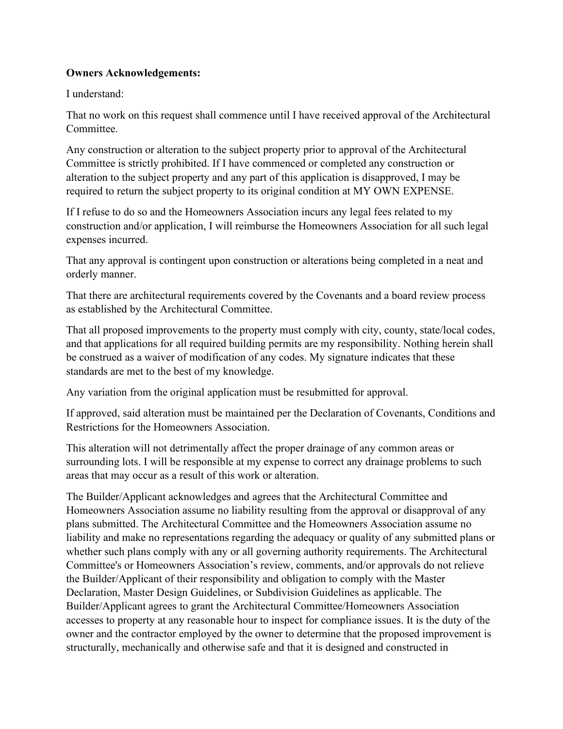**Owners Acknowledgements:**

I understand:

That no work on this request shall commence until I have received approval of the Architectural Committee.

Any construction or alteration to the subject property prior to approval of the Architectural Committee is strictly prohibited. If I have commenced or completed any construction or alteration to the subject property and any part of this application is disapproved, I may be required to return the subject property to its original condition at MY OWN EXPENSE.

If I refuse to do so and the Homeowners Association incurs any legal fees related to my construction and/or application, I will reimburse the Homeowners Association for all such legal expenses incurred.

That any approval is contingent upon construction or alterations being completed in a neat and orderly manner.

That there are architectural requirements covered by the Covenants and a board review process as established by the Architectural Committee.

That all proposed improvements to the property must comply with city, county, state/local codes, and that applications for all required building permits are my responsibility. Nothing herein shall be construed as a waiver of modification of any codes. My signature indicates that these standards are met to the best of my knowledge.

Any variation from the original application must be resubmitted for approval.

If approved, said alteration must be maintained per the Declaration of Covenants, Conditions and Restrictions for the Homeowners Association.

This alteration will not detrimentally affect the proper drainage of any common areas or surrounding lots. I will be responsible at my expense to correct any drainage problems to such areas that may occur as a result of this work or alteration.

The Builder/Applicant acknowledges and agrees that the Architectural Committee and Homeowners Association assume no liability resulting from the approval or disapproval of any plans submitted. The Architectural Committee and the Homeowners Association assume no liability and make no representations regarding the adequacy or quality of any submitted plans or whether such plans comply with any or all governing authority requirements. The Architectural Committee's or Homeowners Association's review, comments, and/or approvals do not relieve the Builder/Applicant of their responsibility and obligation to comply with the Master Declaration, Master Design Guidelines, or Subdivision Guidelines as applicable. The Builder/Applicant agrees to grant the Architectural Committee/Homeowners Association accesses to property at any reasonable hour to inspect for compliance issues. It is the duty of the owner and the contractor employed by the owner to determine that the proposed improvement is structurally, mechanically and otherwise safe and that it is designed and constructed in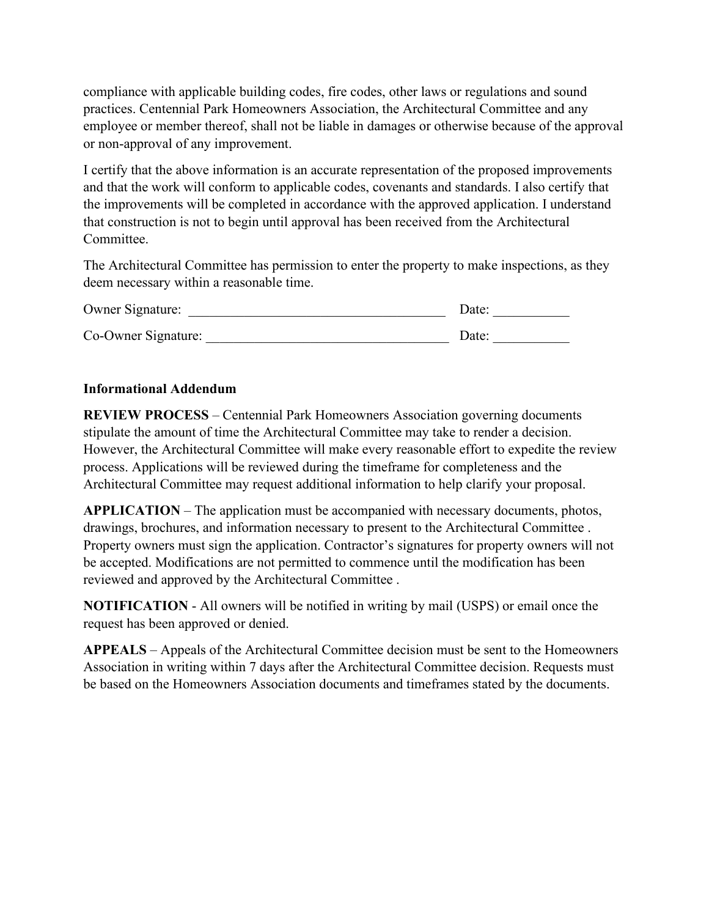compliance with applicable building codes, fire codes, other laws or regulations and sound practices. Centennial Park Homeowners Association, the Architectural Committee and any employee or member thereof, shall not be liable in damages or otherwise because of the approval or non-approval of any improvement.

I certify that the above information is an accurate representation of the proposed improvements and that the work will conform to applicable codes, covenants and standards. I also certify that the improvements will be completed in accordance with the approved application. I understand that construction is not to begin until approval has been received from the Architectural Committee.

The Architectural Committee has permission to enter the property to make inspections, as they deem necessary within a reasonable time.

Owner Signature: ______________________________________ Date: ___________

Co-Owner Signature: ___________________________________ Date: ___________

**Informational Addendum**

**REVIEW PROCESS** – Centennial Park Homeowners Association governing documents stipulate the amount of time the Architectural Committee may take to render a decision. However, the Architectural Committee will make every reasonable effort to expedite the review process. Applications will be reviewed during the timeframe for completeness and the Architectural Committee may request additional information to help clarify your proposal.

**APPLICATION** – The application must be accompanied with necessary documents, photos, drawings, brochures, and information necessary to present to the Architectural Committee . Property owners must sign the application. Contractor's signatures for property owners will not be accepted. Modifications are not permitted to commence until the modification has been reviewed and approved by the Architectural Committee .

**NOTIFICATION** - All owners will be notified in writing by mail (USPS) or email once the request has been approved or denied.

**APPEALS** – Appeals of the Architectural Committee decision must be sent to the Homeowners Association in writing within 7 days after the Architectural Committee decision. Requests must be based on the Homeowners Association documents and timeframes stated by the documents.